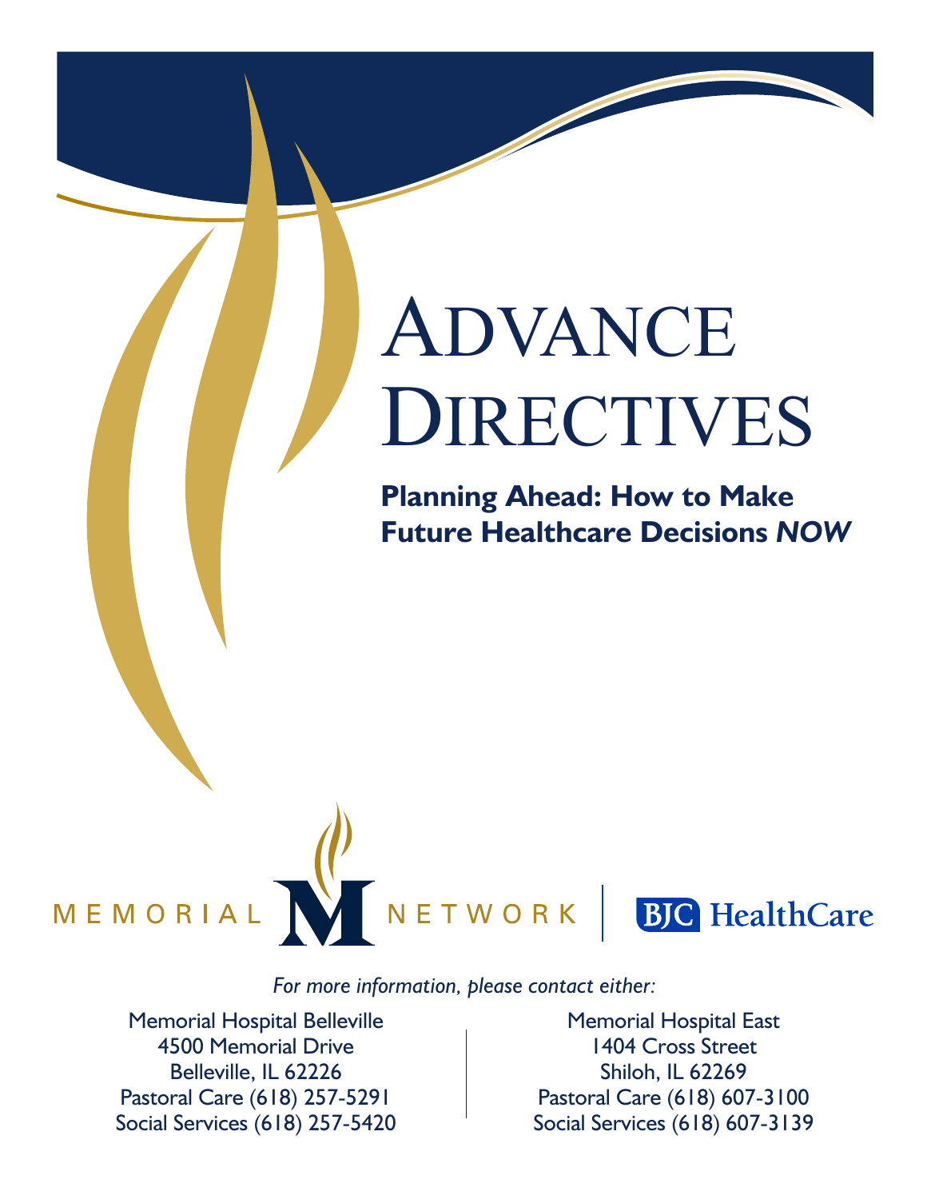# Advance Directives

## Planning Ahead: How to Make Future Healthcare Decisions *NOW*

MEMORIAL NETWORK | BJC HealthCare

*For more information, please contact either:*

Memorial Hospital Belleville
4500 Memorial Drive
Belleville, IL 62226
Pastoral Care (618) 257-5291
Social Services (618) 257-5420

Memorial Hospital East
1404 Cross Street
Shiloh, IL 62269
Pastoral Care (618) 607-3100
Social Services (618) 607-3139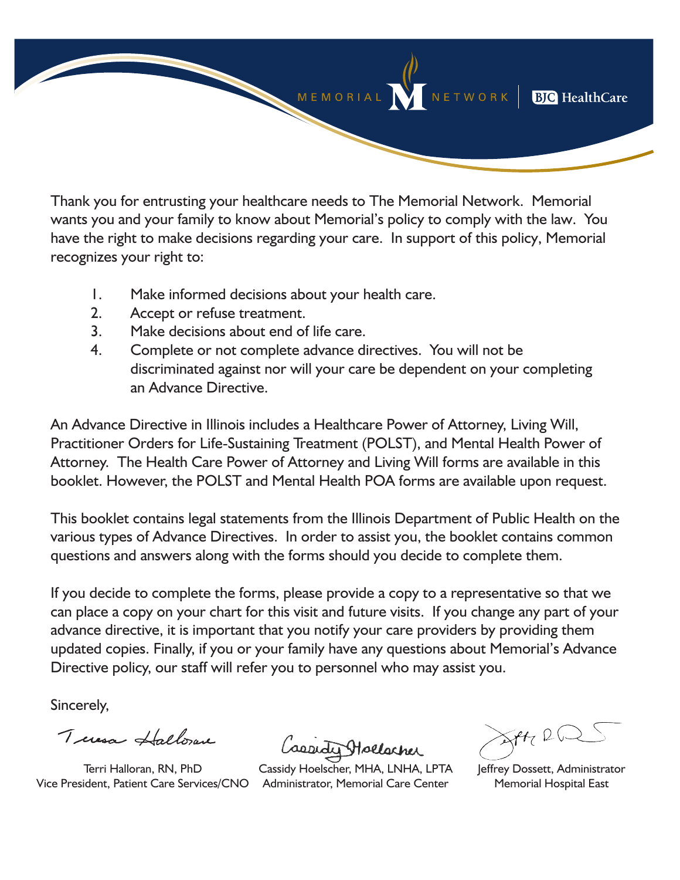MEMORIAL NETWORK | BJC HealthCare

Thank you for entrusting your healthcare needs to The Memorial Network. Memorial wants you and your family to know about Memorial's policy to comply with the law. You have the right to make decisions regarding your care. In support of this policy, Memorial recognizes your right to:

1. Make informed decisions about your health care.
2. Accept or refuse treatment.
3. Make decisions about end of life care.
4. Complete or not complete advance directives. You will not be discriminated against nor will your care be dependent on your completing an Advance Directive.

An Advance Directive in Illinois includes a Healthcare Power of Attorney, Living Will, Practitioner Orders for Life-Sustaining Treatment (POLST), and Mental Health Power of Attorney. The Health Care Power of Attorney and Living Will forms are available in this booklet. However, the POLST and Mental Health POA forms are available upon request.

This booklet contains legal statements from the Illinois Department of Public Health on the various types of Advance Directives. In order to assist you, the booklet contains common questions and answers along with the forms should you decide to complete them.

If you decide to complete the forms, please provide a copy to a representative so that we can place a copy on your chart for this visit and future visits. If you change any part of your advance directive, it is important that you notify your care providers by providing them updated copies. Finally, if you or your family have any questions about Memorial's Advance Directive policy, our staff will refer you to personnel who may assist you.

Sincerely,

Terri Halloran, RN, PhD
Vice President, Patient Care Services/CNO

Cassidy Hoelscher, MHA, LNHA, LPTA
Administrator, Memorial Care Center

Jeffrey Dossett, Administrator
Memorial Hospital East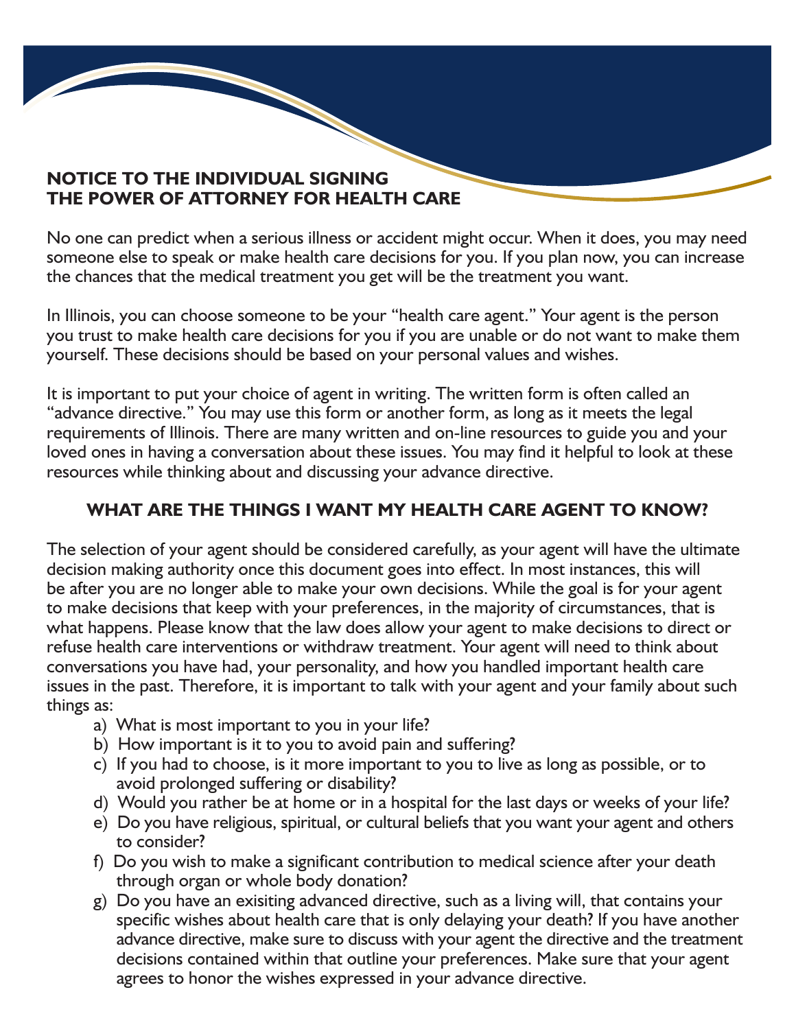## NOTICE TO THE INDIVIDUAL SIGNING THE POWER OF ATTORNEY FOR HEALTH CARE

No one can predict when a serious illness or accident might occur. When it does, you may need someone else to speak or make health care decisions for you. If you plan now, you can increase the chances that the medical treatment you get will be the treatment you want.

In Illinois, you can choose someone to be your "health care agent." Your agent is the person you trust to make health care decisions for you if you are unable or do not want to make them yourself. These decisions should be based on your personal values and wishes.

It is important to put your choice of agent in writing. The written form is often called an "advance directive." You may use this form or another form, as long as it meets the legal requirements of Illinois. There are many written and on-line resources to guide you and your loved ones in having a conversation about these issues. You may find it helpful to look at these resources while thinking about and discussing your advance directive.

### WHAT ARE THE THINGS I WANT MY HEALTH CARE AGENT TO KNOW?

The selection of your agent should be considered carefully, as your agent will have the ultimate decision making authority once this document goes into effect. In most instances, this will be after you are no longer able to make your own decisions. While the goal is for your agent to make decisions that keep with your preferences, in the majority of circumstances, that is what happens. Please know that the law does allow your agent to make decisions to direct or refuse health care interventions or withdraw treatment. Your agent will need to think about conversations you have had, your personality, and how you handled important health care issues in the past. Therefore, it is important to talk with your agent and your family about such things as:

a) What is most important to you in your life?
b) How important is it to you to avoid pain and suffering?
c) If you had to choose, is it more important to you to live as long as possible, or to avoid prolonged suffering or disability?
d) Would you rather be at home or in a hospital for the last days or weeks of your life?
e) Do you have religious, spiritual, or cultural beliefs that you want your agent and others to consider?
f) Do you wish to make a significant contribution to medical science after your death through organ or whole body donation?
g) Do you have an exisiting advanced directive, such as a living will, that contains your specific wishes about health care that is only delaying your death? If you have another advance directive, make sure to discuss with your agent the directive and the treatment decisions contained within that outline your preferences. Make sure that your agent agrees to honor the wishes expressed in your advance directive.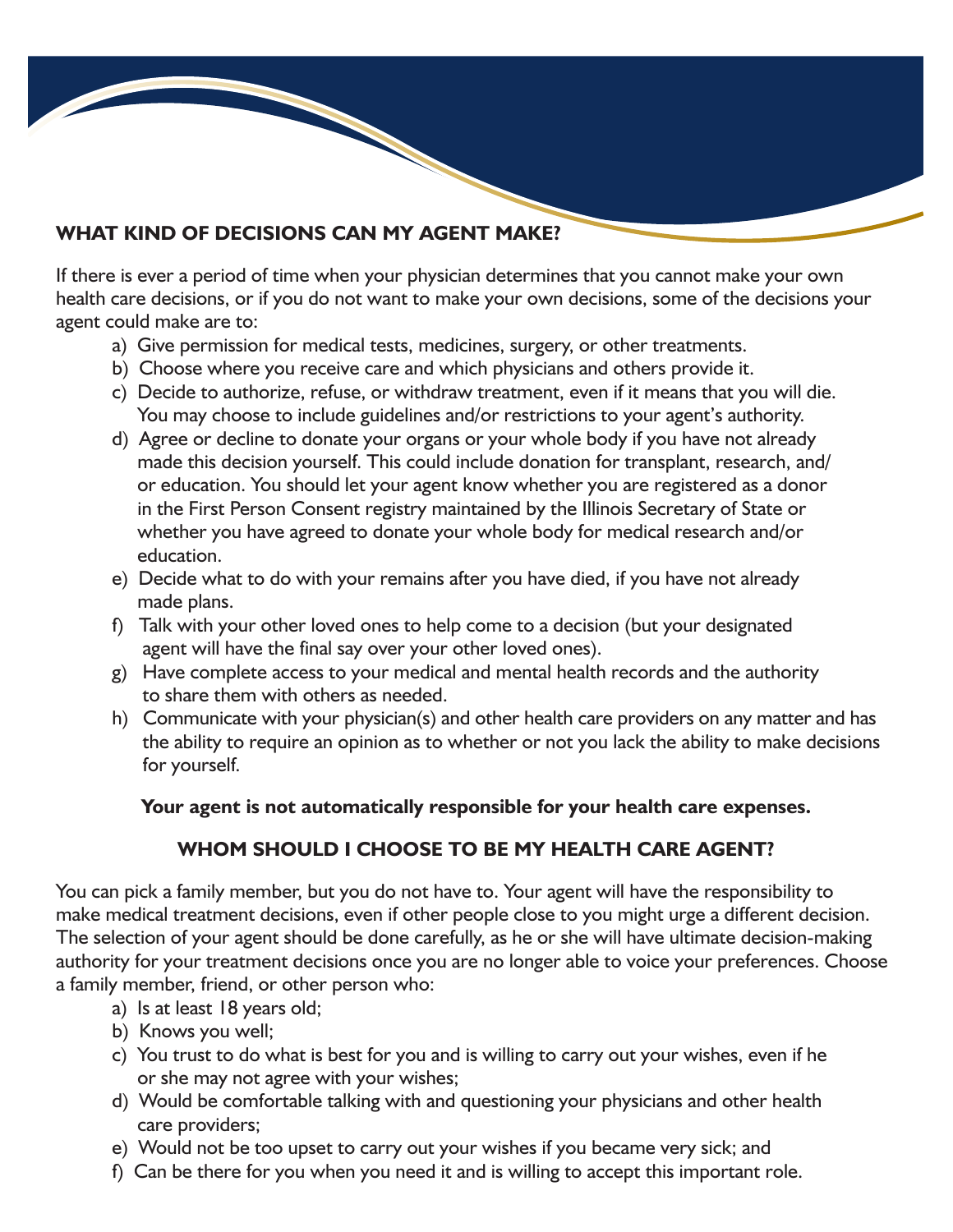## WHAT KIND OF DECISIONS CAN MY AGENT MAKE?

If there is ever a period of time when your physician determines that you cannot make your own health care decisions, or if you do not want to make your own decisions, some of the decisions your agent could make are to:

a) Give permission for medical tests, medicines, surgery, or other treatments.
b) Choose where you receive care and which physicians and others provide it.
c) Decide to authorize, refuse, or withdraw treatment, even if it means that you will die. You may choose to include guidelines and/or restrictions to your agent's authority.
d) Agree or decline to donate your organs or your whole body if you have not already made this decision yourself. This could include donation for transplant, research, and/or education. You should let your agent know whether you are registered as a donor in the First Person Consent registry maintained by the Illinois Secretary of State or whether you have agreed to donate your whole body for medical research and/or education.
e) Decide what to do with your remains after you have died, if you have not already made plans.
f) Talk with your other loved ones to help come to a decision (but your designated agent will have the final say over your other loved ones).
g) Have complete access to your medical and mental health records and the authority to share them with others as needed.
h) Communicate with your physician(s) and other health care providers on any matter and has the ability to require an opinion as to whether or not you lack the ability to make decisions for yourself.

**Your agent is not automatically responsible for your health care expenses.**

## WHOM SHOULD I CHOOSE TO BE MY HEALTH CARE AGENT?

You can pick a family member, but you do not have to. Your agent will have the responsibility to make medical treatment decisions, even if other people close to you might urge a different decision. The selection of your agent should be done carefully, as he or she will have ultimate decision-making authority for your treatment decisions once you are no longer able to voice your preferences. Choose a family member, friend, or other person who:

a) Is at least 18 years old;
b) Knows you well;
c) You trust to do what is best for you and is willing to carry out your wishes, even if he or she may not agree with your wishes;
d) Would be comfortable talking with and questioning your physicians and other health care providers;
e) Would not be too upset to carry out your wishes if you became very sick; and
f) Can be there for you when you need it and is willing to accept this important role.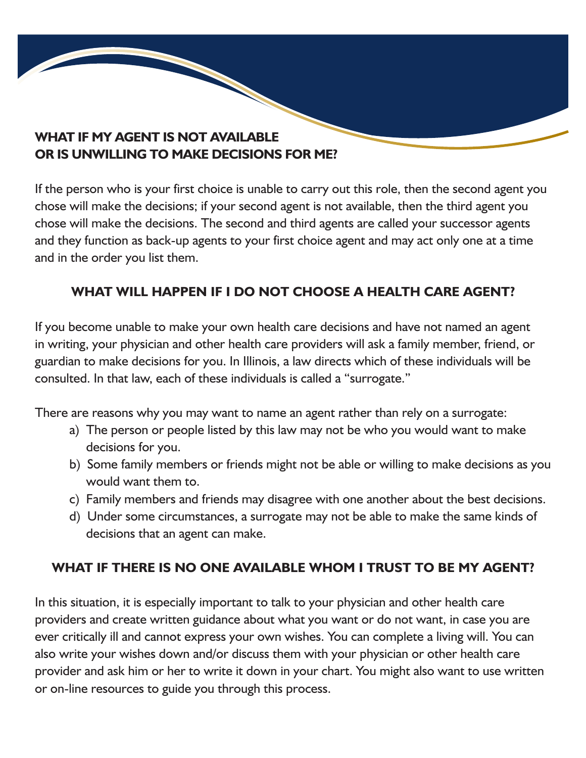## WHAT IF MY AGENT IS NOT AVAILABLE OR IS UNWILLING TO MAKE DECISIONS FOR ME?

If the person who is your first choice is unable to carry out this role, then the second agent you chose will make the decisions; if your second agent is not available, then the third agent you chose will make the decisions. The second and third agents are called your successor agents and they function as back-up agents to your first choice agent and may act only one at a time and in the order you list them.

## WHAT WILL HAPPEN IF I DO NOT CHOOSE A HEALTH CARE AGENT?

If you become unable to make your own health care decisions and have not named an agent in writing, your physician and other health care providers will ask a family member, friend, or guardian to make decisions for you. In Illinois, a law directs which of these individuals will be consulted. In that law, each of these individuals is called a "surrogate."

There are reasons why you may want to name an agent rather than rely on a surrogate:

a) The person or people listed by this law may not be who you would want to make decisions for you.
b) Some family members or friends might not be able or willing to make decisions as you would want them to.
c) Family members and friends may disagree with one another about the best decisions.
d) Under some circumstances, a surrogate may not be able to make the same kinds of decisions that an agent can make.

## WHAT IF THERE IS NO ONE AVAILABLE WHOM I TRUST TO BE MY AGENT?

In this situation, it is especially important to talk to your physician and other health care providers and create written guidance about what you want or do not want, in case you are ever critically ill and cannot express your own wishes. You can complete a living will. You can also write your wishes down and/or discuss them with your physician or other health care provider and ask him or her to write it down in your chart. You might also want to use written or on-line resources to guide you through this process.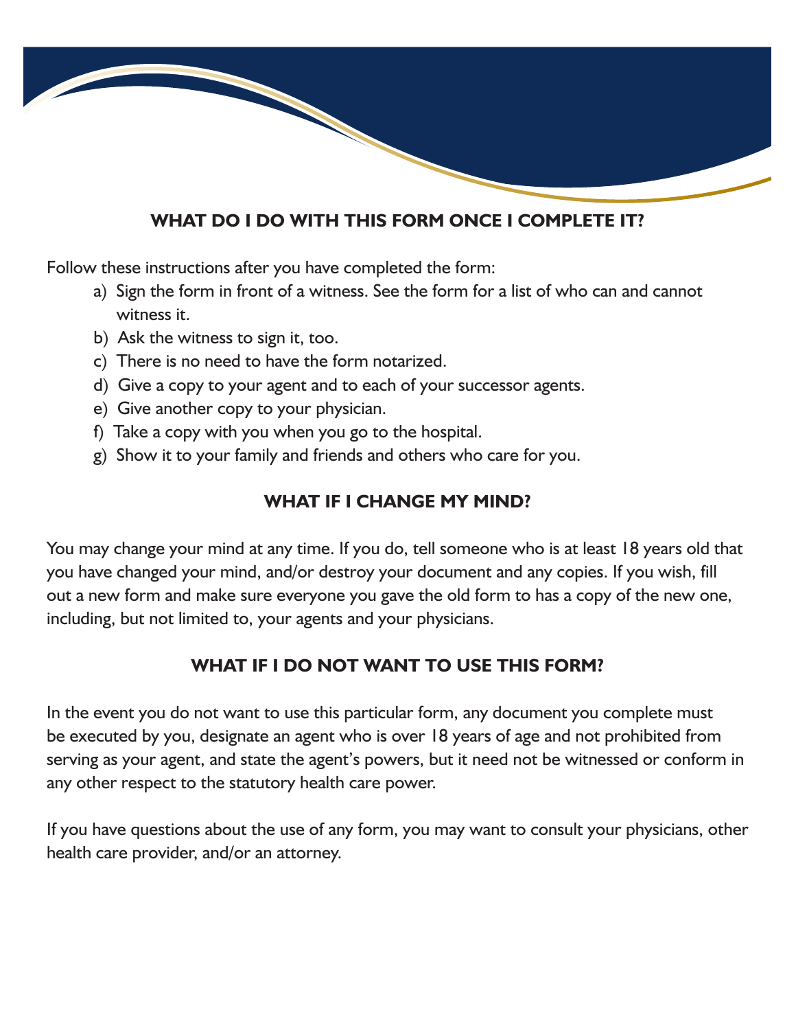## WHAT DO I DO WITH THIS FORM ONCE I COMPLETE IT?

Follow these instructions after you have completed the form:

a) Sign the form in front of a witness. See the form for a list of who can and cannot witness it.
b) Ask the witness to sign it, too.
c) There is no need to have the form notarized.
d) Give a copy to your agent and to each of your successor agents.
e) Give another copy to your physician.
f) Take a copy with you when you go to the hospital.
g) Show it to your family and friends and others who care for you.

## WHAT IF I CHANGE MY MIND?

You may change your mind at any time. If you do, tell someone who is at least 18 years old that you have changed your mind, and/or destroy your document and any copies. If you wish, fill out a new form and make sure everyone you gave the old form to has a copy of the new one, including, but not limited to, your agents and your physicians.

## WHAT IF I DO NOT WANT TO USE THIS FORM?

In the event you do not want to use this particular form, any document you complete must be executed by you, designate an agent who is over 18 years of age and not prohibited from serving as your agent, and state the agent's powers, but it need not be witnessed or conform in any other respect to the statutory health care power.

If you have questions about the use of any form, you may want to consult your physicians, other health care provider, and/or an attorney.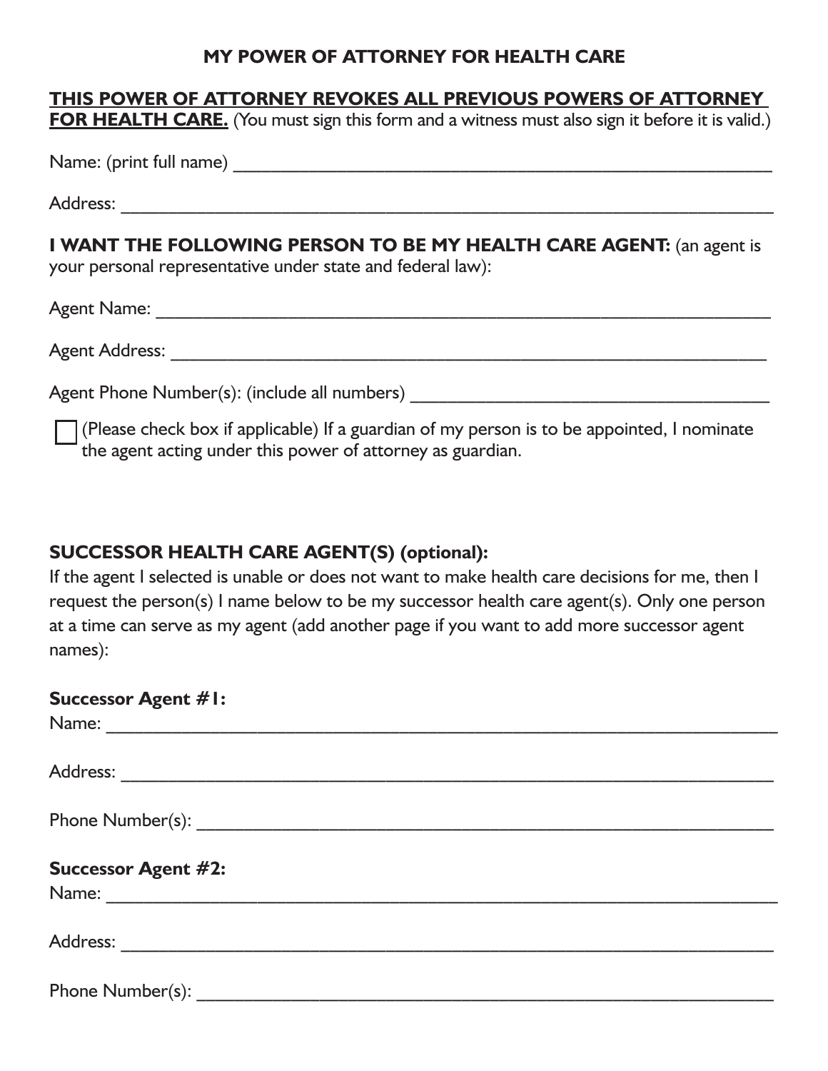# MY POWER OF ATTORNEY FOR HEALTH CARE

**THIS POWER OF ATTORNEY REVOKES ALL PREVIOUS POWERS OF ATTORNEY FOR HEALTH CARE.** (You must sign this form and a witness must also sign it before it is valid.)

Name: (print full name) ______________________________________________________

Address: ___________________________________________________________________

**I WANT THE FOLLOWING PERSON TO BE MY HEALTH CARE AGENT:** (an agent is your personal representative under state and federal law):

Agent Name: ________________________________________________________________

Agent Address: ______________________________________________________________

Agent Phone Number(s): (include all numbers) ___________________________________

☐ (Please check box if applicable) If a guardian of my person is to be appointed, I nominate the agent acting under this power of attorney as guardian.

**SUCCESSOR HEALTH CARE AGENT(S) (optional):**

If the agent I selected is unable or does not want to make health care decisions for me, then I request the person(s) I name below to be my successor health care agent(s). Only one person at a time can serve as my agent (add another page if you want to add more successor agent names):

**Successor Agent #1:**

Name: _____________________________________________________________________

Address: ___________________________________________________________________

Phone Number(s): ____________________________________________________________

**Successor Agent #2:**

Name: _____________________________________________________________________

Address: ___________________________________________________________________

Phone Number(s): ____________________________________________________________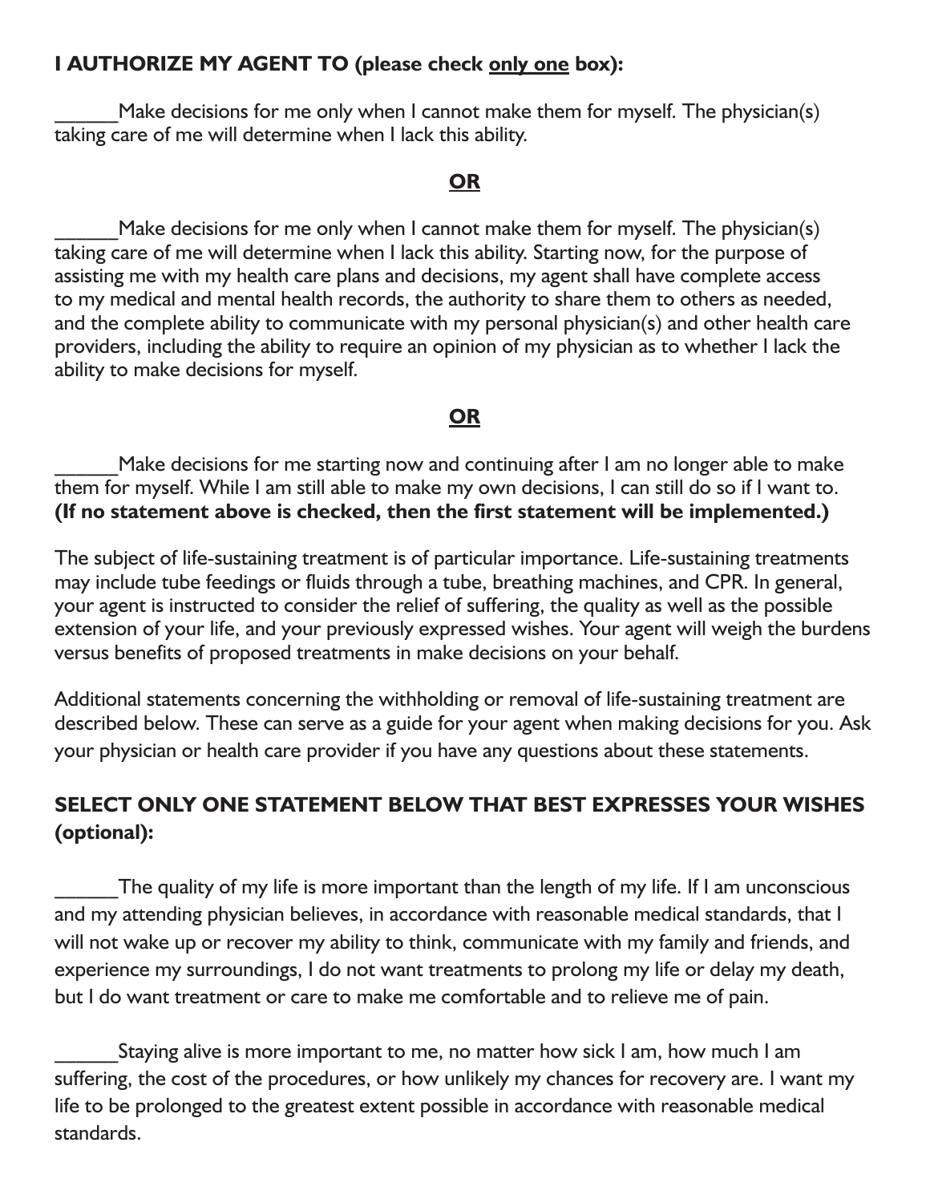**I AUTHORIZE MY AGENT TO (please check <u>only one</u> box):**

______Make decisions for me only when I cannot make them for myself. The physician(s) taking care of me will determine when I lack this ability.

**<u>OR</u>**

______Make decisions for me only when I cannot make them for myself. The physician(s) taking care of me will determine when I lack this ability. Starting now, for the purpose of assisting me with my health care plans and decisions, my agent shall have complete access to my medical and mental health records, the authority to share them to others as needed, and the complete ability to communicate with my personal physician(s) and other health care providers, including the ability to require an opinion of my physician as to whether I lack the ability to make decisions for myself.

**<u>OR</u>**

______Make decisions for me starting now and continuing after I am no longer able to make them for myself. While I am still able to make my own decisions, I can still do so if I want to. **(If no statement above is checked, then the first statement will be implemented.)**

The subject of life-sustaining treatment is of particular importance. Life-sustaining treatments may include tube feedings or fluids through a tube, breathing machines, and CPR. In general, your agent is instructed to consider the relief of suffering, the quality as well as the possible extension of your life, and your previously expressed wishes. Your agent will weigh the burdens versus benefits of proposed treatments in make decisions on your behalf.

Additional statements concerning the withholding or removal of life-sustaining treatment are described below. These can serve as a guide for your agent when making decisions for you. Ask your physician or health care provider if you have any questions about these statements.

**SELECT ONLY ONE STATEMENT BELOW THAT BEST EXPRESSES YOUR WISHES (optional):**

______The quality of my life is more important than the length of my life. If I am unconscious and my attending physician believes, in accordance with reasonable medical standards, that I will not wake up or recover my ability to think, communicate with my family and friends, and experience my surroundings, I do not want treatments to prolong my life or delay my death, but I do want treatment or care to make me comfortable and to relieve me of pain.

______Staying alive is more important to me, no matter how sick I am, how much I am suffering, the cost of the procedures, or how unlikely my chances for recovery are. I want my life to be prolonged to the greatest extent possible in accordance with reasonable medical standards.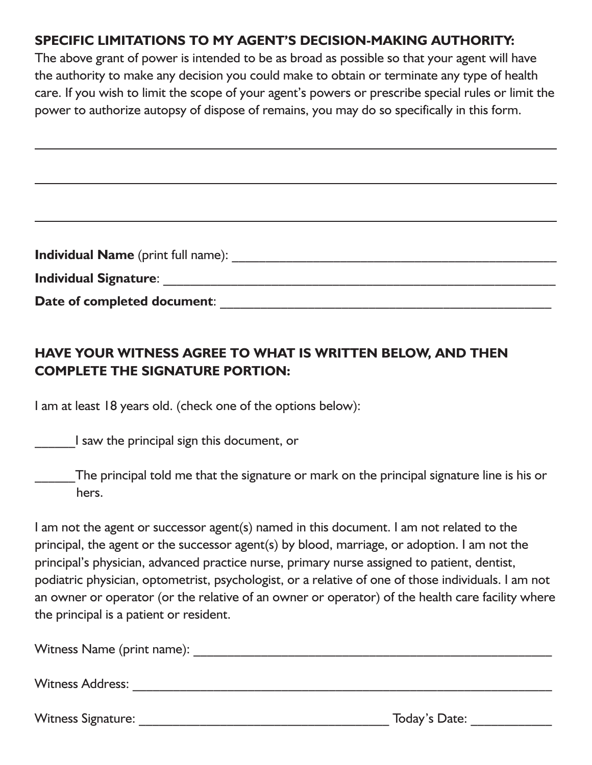**SPECIFIC LIMITATIONS TO MY AGENT'S DECISION-MAKING AUTHORITY:**
The above grant of power is intended to be as broad as possible so that your agent will have the authority to make any decision you could make to obtain or terminate any type of health care. If you wish to limit the scope of your agent's powers or prescribe special rules or limit the power to authorize autopsy of dispose of remains, you may do so specifically in this form.

_______________________________________________________________________________

_______________________________________________________________________________

_______________________________________________________________________________

**Individual Name** (print full name): ___________________________________________

**Individual Signature**: ________________________________________________________

**Date of completed document**: _________________________________________________

**HAVE YOUR WITNESS AGREE TO WHAT IS WRITTEN BELOW, AND THEN COMPLETE THE SIGNATURE PORTION:**

I am at least 18 years old. (check one of the options below):

______I saw the principal sign this document, or

______The principal told me that the signature or mark on the principal signature line is his or hers.

I am not the agent or successor agent(s) named in this document. I am not related to the principal, the agent or the successor agent(s) by blood, marriage, or adoption. I am not the principal's physician, advanced practice nurse, primary nurse assigned to patient, dentist, podiatric physician, optometrist, psychologist, or a relative of one of those individuals. I am not an owner or operator (or the relative of an owner or operator) of the health care facility where the principal is a patient or resident.

Witness Name (print name): ______________________________________________

Witness Address: ______________________________________________________

Witness Signature: ________________________________ Today's Date: ___________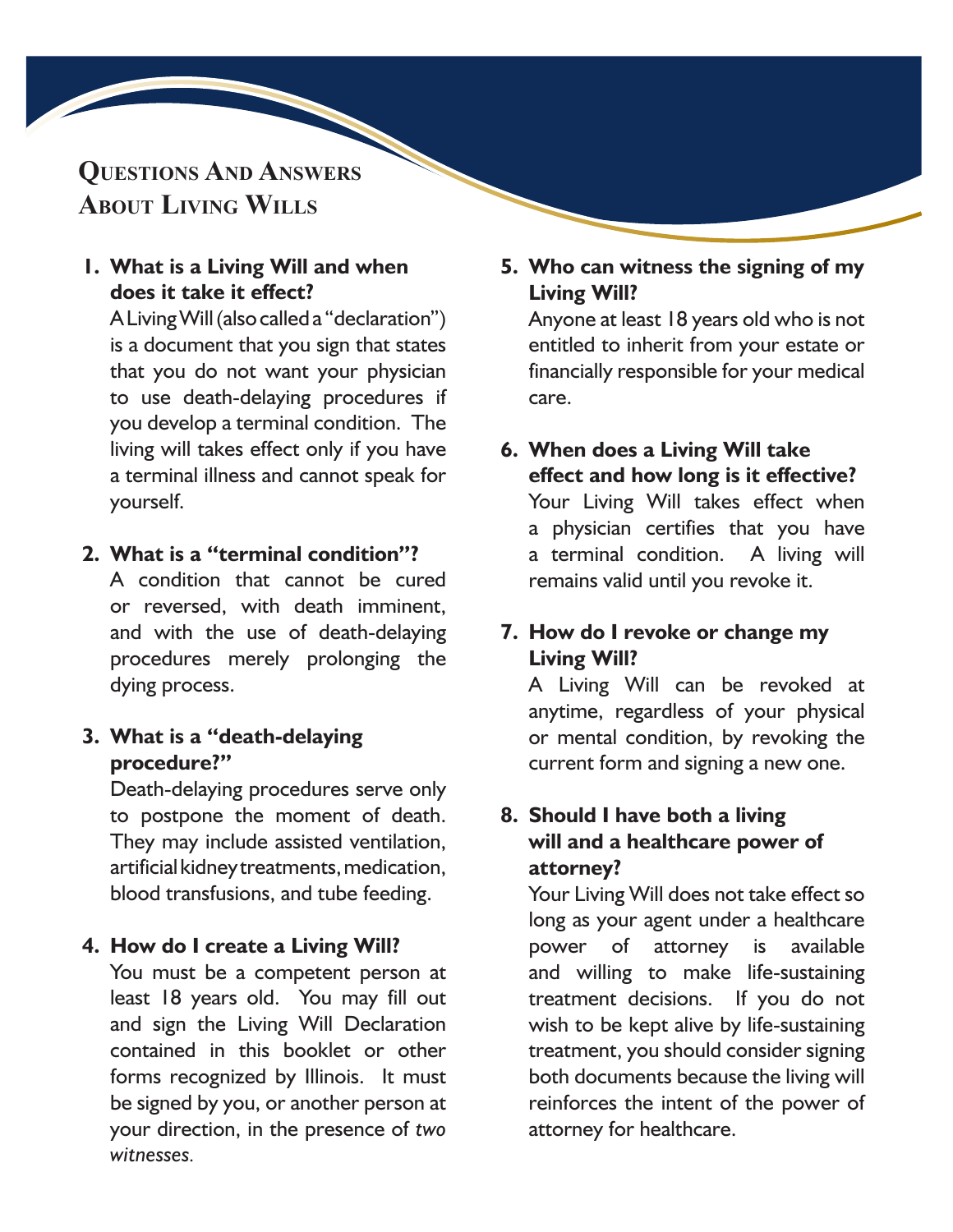# Questions And Answers About Living Wills

1. **What is a Living Will and when does it take it effect?**
   A Living Will (also called a "declaration") is a document that you sign that states that you do not want your physician to use death-delaying procedures if you develop a terminal condition. The living will takes effect only if you have a terminal illness and cannot speak for yourself.

2. **What is a "terminal condition"?**
   A condition that cannot be cured or reversed, with death imminent, and with the use of death-delaying procedures merely prolonging the dying process.

3. **What is a "death-delaying procedure?"**
   Death-delaying procedures serve only to postpone the moment of death. They may include assisted ventilation, artificial kidney treatments, medication, blood transfusions, and tube feeding.

4. **How do I create a Living Will?**
   You must be a competent person at least 18 years old. You may fill out and sign the Living Will Declaration contained in this booklet or other forms recognized by Illinois. It must be signed by you, or another person at your direction, in the presence of *two witnesses*.

5. **Who can witness the signing of my Living Will?**
   Anyone at least 18 years old who is not entitled to inherit from your estate or financially responsible for your medical care.

6. **When does a Living Will take effect and how long is it effective?**
   Your Living Will takes effect when a physician certifies that you have a terminal condition. A living will remains valid until you revoke it.

7. **How do I revoke or change my Living Will?**
   A Living Will can be revoked at anytime, regardless of your physical or mental condition, by revoking the current form and signing a new one.

8. **Should I have both a living will and a healthcare power of attorney?**
   Your Living Will does not take effect so long as your agent under a healthcare power of attorney is available and willing to make life-sustaining treatment decisions. If you do not wish to be kept alive by life-sustaining treatment, you should consider signing both documents because the living will reinforces the intent of the power of attorney for healthcare.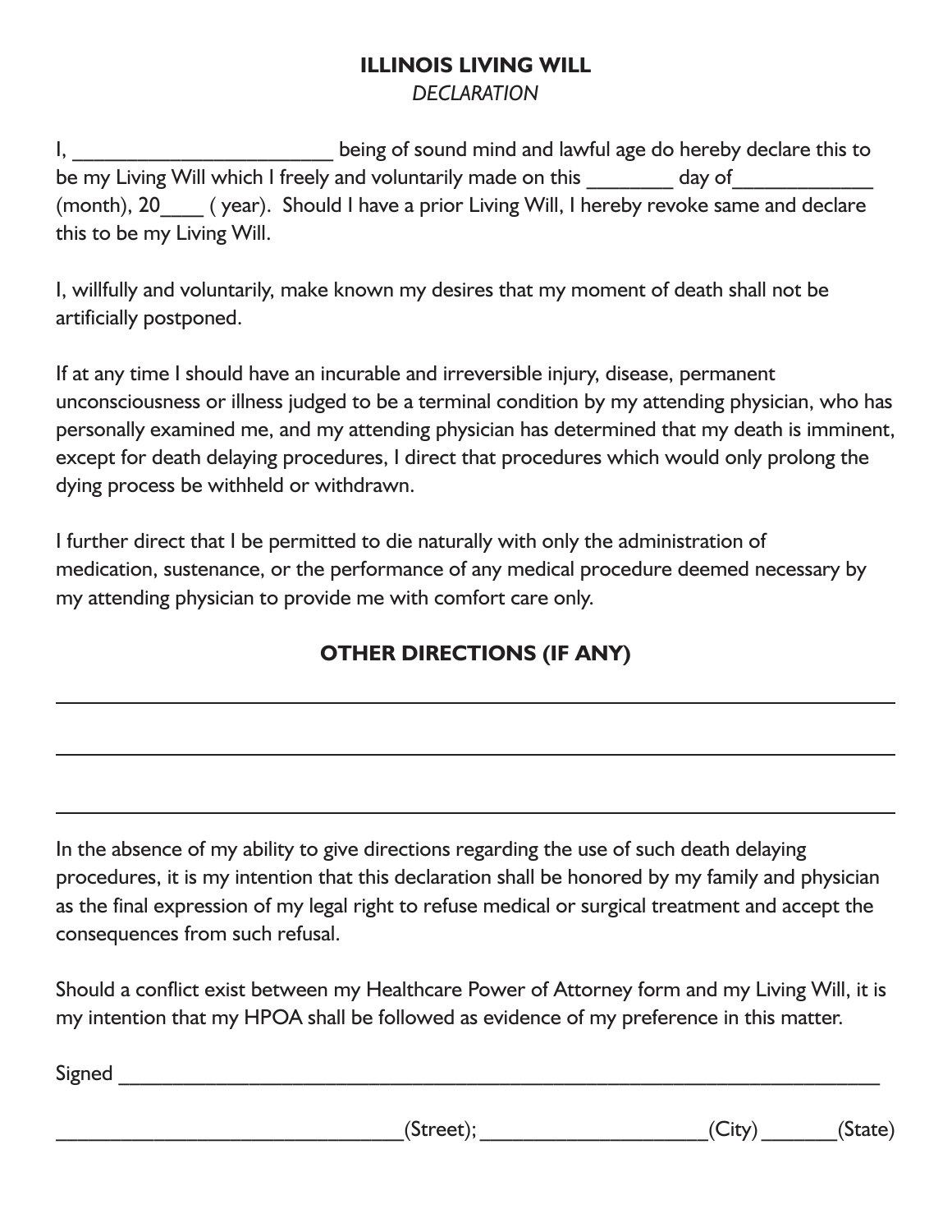# ILLINOIS LIVING WILL

*DECLARATION*

I, ________________________ being of sound mind and lawful age do hereby declare this to be my Living Will which I freely and voluntarily made on this ________ day of_____________ (month), 20____ ( year). Should I have a prior Living Will, I hereby revoke same and declare this to be my Living Will.

I, willfully and voluntarily, make known my desires that my moment of death shall not be artificially postponed.

If at any time I should have an incurable and irreversible injury, disease, permanent unconsciousness or illness judged to be a terminal condition by my attending physician, who has personally examined me, and my attending physician has determined that my death is imminent, except for death delaying procedures, I direct that procedures which would only prolong the dying process be withheld or withdrawn.

I further direct that I be permitted to die naturally with only the administration of medication, sustenance, or the performance of any medical procedure deemed necessary by my attending physician to provide me with comfort care only.

## OTHER DIRECTIONS (IF ANY)

______________________________________________________________________________

______________________________________________________________________________

______________________________________________________________________________

In the absence of my ability to give directions regarding the use of such death delaying procedures, it is my intention that this declaration shall be honored by my family and physician as the final expression of my legal right to refuse medical or surgical treatment and accept the consequences from such refusal.

Should a conflict exist between my Healthcare Power of Attorney form and my Living Will, it is my intention that my HPOA shall be followed as evidence of my preference in this matter.

Signed ________________________________________________________________________

________________________________(Street); ____________________(City) _______(State)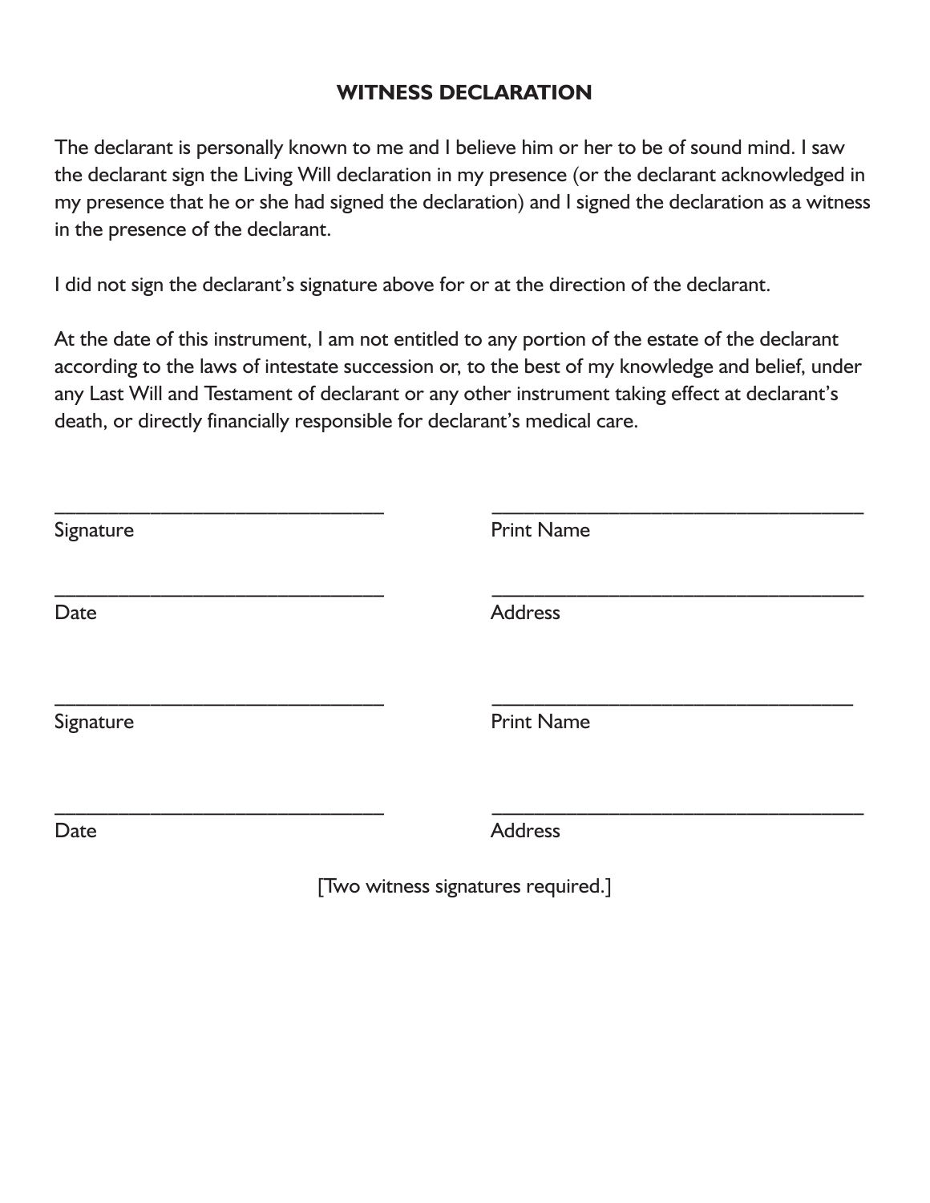## WITNESS DECLARATION

The declarant is personally known to me and I believe him or her to be of sound mind. I saw the declarant sign the Living Will declaration in my presence (or the declarant acknowledged in my presence that he or she had signed the declaration) and I signed the declaration as a witness in the presence of the declarant.

I did not sign the declarant's signature above for or at the direction of the declarant.

At the date of this instrument, I am not entitled to any portion of the estate of the declarant according to the laws of intestate succession or, to the best of my knowledge and belief, under any Last Will and Testament of declarant or any other instrument taking effect at declarant's death, or directly financially responsible for declarant's medical care.

\_\_\_\_\_\_\_\_\_\_\_\_\_\_\_\_\_\_\_\_\_\_\_\_\_\_\_\_\_\_ \_\_\_\_\_\_\_\_\_\_\_\_\_\_\_\_\_\_\_\_\_\_\_\_\_\_\_\_\_\_\_\_\_\_
Signature Print Name

\_\_\_\_\_\_\_\_\_\_\_\_\_\_\_\_\_\_\_\_\_\_\_\_\_\_\_\_\_\_ \_\_\_\_\_\_\_\_\_\_\_\_\_\_\_\_\_\_\_\_\_\_\_\_\_\_\_\_\_\_\_\_\_\_
Date Address

\_\_\_\_\_\_\_\_\_\_\_\_\_\_\_\_\_\_\_\_\_\_\_\_\_\_\_\_\_\_ \_\_\_\_\_\_\_\_\_\_\_\_\_\_\_\_\_\_\_\_\_\_\_\_\_\_\_\_\_\_\_\_\_\_
Signature Print Name

\_\_\_\_\_\_\_\_\_\_\_\_\_\_\_\_\_\_\_\_\_\_\_\_\_\_\_\_\_\_ \_\_\_\_\_\_\_\_\_\_\_\_\_\_\_\_\_\_\_\_\_\_\_\_\_\_\_\_\_\_\_\_\_\_
Date Address

[Two witness signatures required.]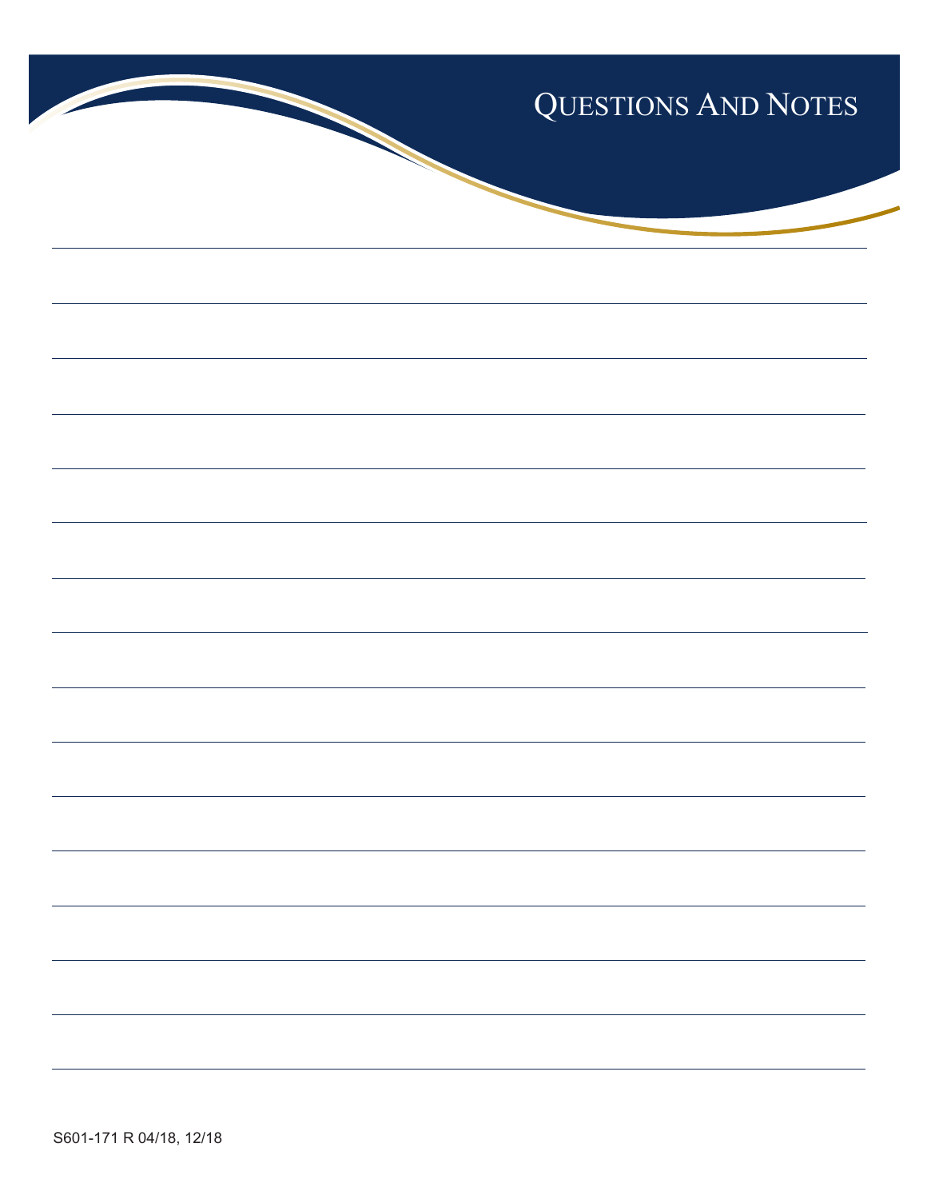# Questions And Notes

S601-171 R 04/18, 12/18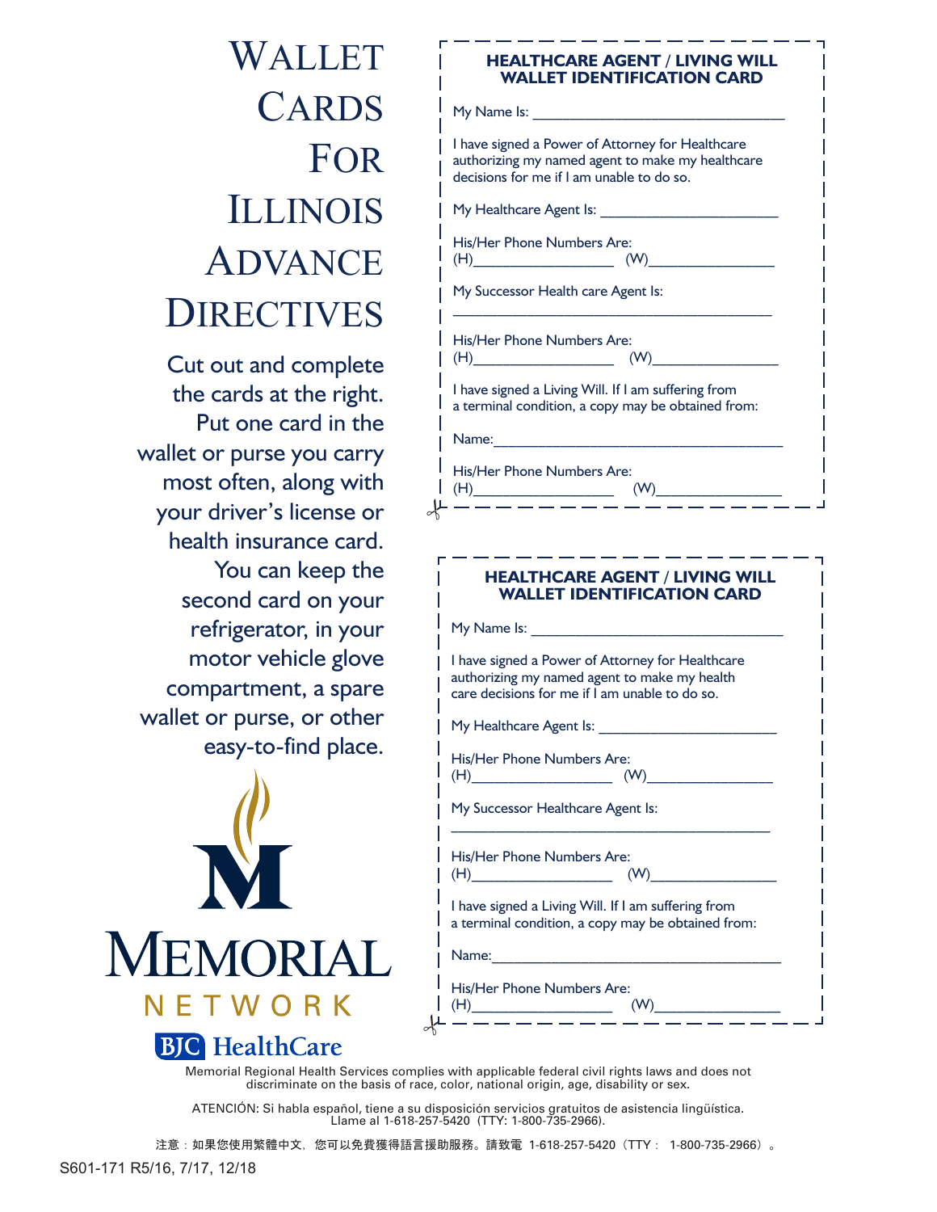# Wallet Cards For Illinois Advance Directives

Cut out and complete the cards at the right. Put one card in the wallet or purse you carry most often, along with your driver's license or health insurance card. You can keep the second card on your refrigerator, in your motor vehicle glove compartment, a spare wallet or purse, or other easy-to-find place.

Memorial Network

BJC HealthCare

---

**HEALTHCARE AGENT / LIVING WILL WALLET IDENTIFICATION CARD**

My Name Is: ______________________________

I have signed a Power of Attorney for Healthcare authorizing my named agent to make my healthcare decisions for me if I am unable to do so.

My Healthcare Agent Is: ____________________

His/Her Phone Numbers Are:
(H)________________ (W)______________

My Successor Health care Agent Is:

______________________________________

His/Her Phone Numbers Are:
(H)________________ (W)______________

I have signed a Living Will. If I am suffering from a terminal condition, a copy may be obtained from:

Name:__________________________________

His/Her Phone Numbers Are:
(H)________________ (W)______________

---

**HEALTHCARE AGENT / LIVING WILL WALLET IDENTIFICATION CARD**

My Name Is: ______________________________

I have signed a Power of Attorney for Healthcare authorizing my named agent to make my health care decisions for me if I am unable to do so.

My Healthcare Agent Is: ____________________

His/Her Phone Numbers Are:
(H)________________ (W)______________

My Successor Healthcare Agent Is:

______________________________________

His/Her Phone Numbers Are:
(H)________________ (W)______________

I have signed a Living Will. If I am suffering from a terminal condition, a copy may be obtained from:

Name:__________________________________

His/Her Phone Numbers Are:
(H)________________ (W)______________

---

Memorial Regional Health Services complies with applicable federal civil rights laws and does not discriminate on the basis of race, color, national origin, age, disability or sex.

ATENCIÓN: Si habla español, tiene a su disposición servicios gratuitos de asistencia lingüística. Llame al 1-618-257-5420 (TTY: 1-800-735-2966).

注意：如果您使用繁體中文，您可以免費獲得語言援助服務。請致電 1-618-257-5420（TTY： 1-800-735-2966）。

S601-171 R5/16, 7/17, 12/18